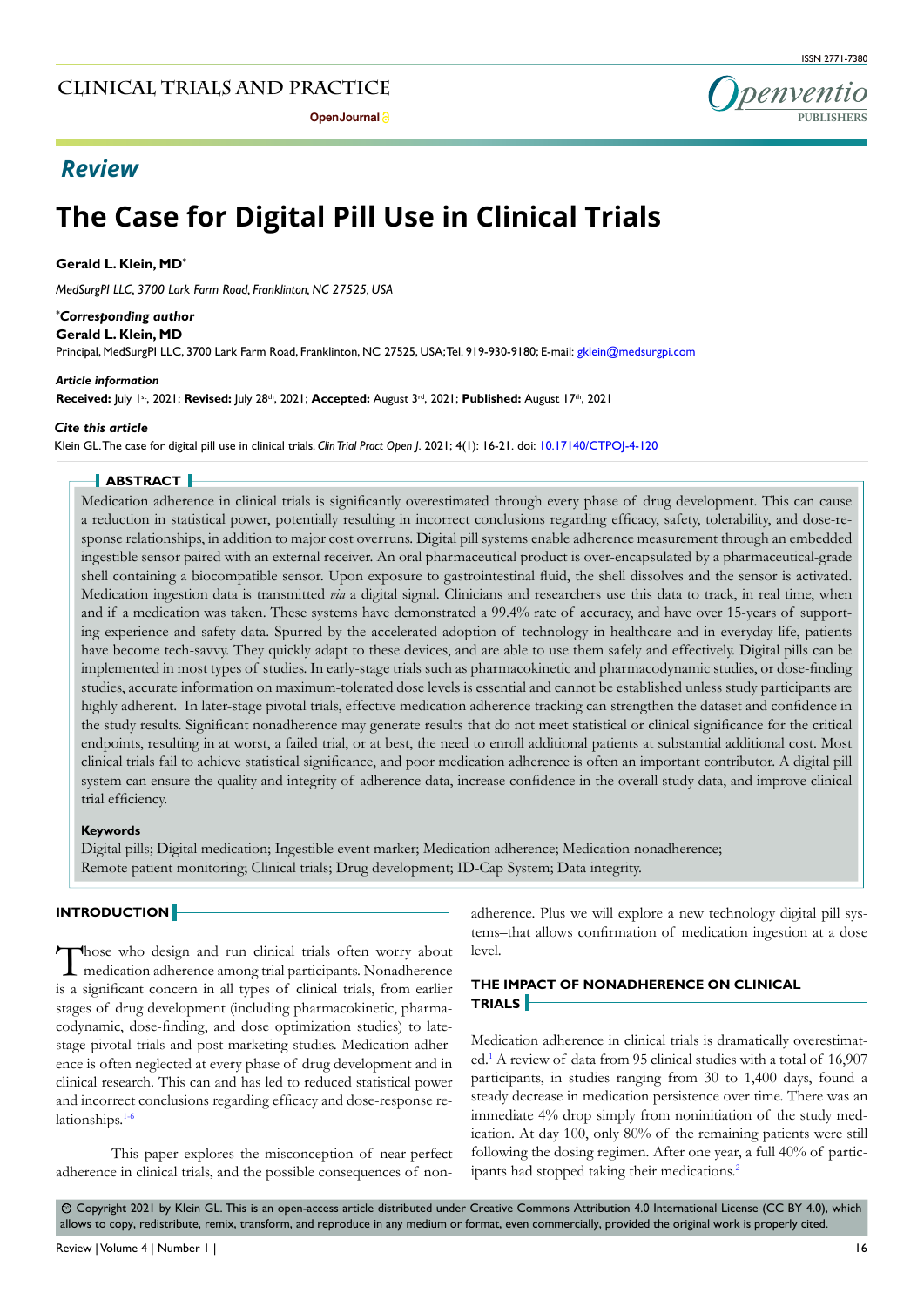## Review

# The Case for Digital Pill Use in Clinical Trials

**Gerald L. Klein, MD***

*MedSurgPI LLC, 3700 Lark Farm Road, Franklinton, NC 27525, USA*

***Corresponding author***
**Gerald L. Klein, MD**
Principal, MedSurgPI LLC, 3700 Lark Farm Road, Franklinton, NC 27525, USA; Tel. 919-930-9180; E-mail: gklein@medsurgpi.com

***Article information***
**Received:** July 1st, 2021; **Revised:** July 28th, 2021; **Accepted:** August 3rd, 2021; **Published:** August 17th, 2021

***Cite this article***
Klein GL. The case for digital pill use in clinical trials. *Clin Trial Pract Open J*. 2021; 4(1): 16-21. doi: 10.17140/CTPOJ-4-120

## ABSTRACT

Medication adherence in clinical trials is significantly overestimated through every phase of drug development. This can cause a reduction in statistical power, potentially resulting in incorrect conclusions regarding efficacy, safety, tolerability, and dose-response relationships, in addition to major cost overruns. Digital pill systems enable adherence measurement through an embedded ingestible sensor paired with an external receiver. An oral pharmaceutical product is over-encapsulated by a pharmaceutical-grade shell containing a biocompatible sensor. Upon exposure to gastrointestinal fluid, the shell dissolves and the sensor is activated. Medication ingestion data is transmitted *via* a digital signal. Clinicians and researchers use this data to track, in real time, when and if a medication was taken. These systems have demonstrated a 99.4% rate of accuracy, and have over 15-years of supporting experience and safety data. Spurred by the accelerated adoption of technology in healthcare and in everyday life, patients have become tech-savvy. They quickly adapt to these devices, and are able to use them safely and effectively. Digital pills can be implemented in most types of studies. In early-stage trials such as pharmacokinetic and pharmacodynamic studies, or dose-finding studies, accurate information on maximum-tolerated dose levels is essential and cannot be established unless study participants are highly adherent. In later-stage pivotal trials, effective medication adherence tracking can strengthen the dataset and confidence in the study results. Significant nonadherence may generate results that do not meet statistical or clinical significance for the critical endpoints, resulting in at worst, a failed trial, or at best, the need to enroll additional patients at substantial additional cost. Most clinical trials fail to achieve statistical significance, and poor medication adherence is often an important contributor. A digital pill system can ensure the quality and integrity of adherence data, increase confidence in the overall study data, and improve clinical trial efficiency.

**Keywords**
Digital pills; Digital medication; Ingestible event marker; Medication adherence; Medication nonadherence; Remote patient monitoring; Clinical trials; Drug development; ID-Cap System; Data integrity.

## INTRODUCTION

Those who design and run clinical trials often worry about medication adherence among trial participants. Nonadherence is a significant concern in all types of clinical trials, from earlier stages of drug development (including pharmacokinetic, pharmacodynamic, dose-finding, and dose optimization studies) to late-stage pivotal trials and post-marketing studies. Medication adherence is often neglected at every phase of drug development and in clinical research. This can and has led to reduced statistical power and incorrect conclusions regarding efficacy and dose-response relationships.[1-6]

This paper explores the misconception of near-perfect adherence in clinical trials, and the possible consequences of non-adherence. Plus we will explore a new technology digital pill systems–that allows confirmation of medication ingestion at a dose level.

## THE IMPACT OF NONADHERENCE ON CLINICAL TRIALS

Medication adherence in clinical trials is dramatically overestimated.[1] A review of data from 95 clinical studies with a total of 16,907 participants, in studies ranging from 30 to 1,400 days, found a steady decrease in medication persistence over time. There was an immediate 4% drop simply from noninitiation of the study medication. At day 100, only 80% of the remaining patients were still following the dosing regimen. After one year, a full 40% of participants had stopped taking their medications.[2]

© Copyright 2021 by Klein GL. This is an open-access article distributed under Creative Commons Attribution 4.0 International License (CC BY 4.0), which allows to copy, redistribute, remix, transform, and reproduce in any medium or format, even commercially, provided the original work is properly cited.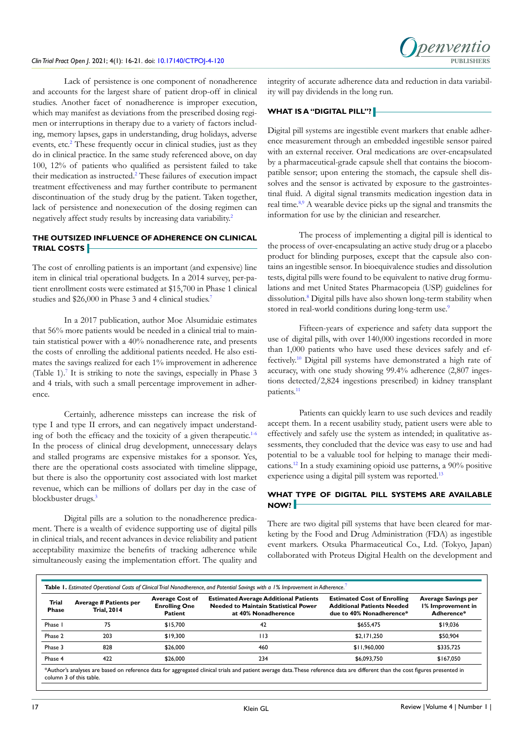Lack of persistence is one component of nonadherence and accounts for the largest share of patient drop-off in clinical studies. Another facet of nonadherence is improper execution, which may manifest as deviations from the prescribed dosing regimen or interruptions in therapy due to a variety of factors including, memory lapses, gaps in understanding, drug holidays, adverse events, etc.[2] These frequently occur in clinical studies, just as they do in clinical practice. In the same study referenced above, on day 100, 12% of patients who qualified as persistent failed to take their medication as instructed.[2] These failures of execution impact treatment effectiveness and may further contribute to permanent discontinuation of the study drug by the patient. Taken together, lack of persistence and nonexecution of the dosing regimen can negatively affect study results by increasing data variability.[2]

## THE OUTSIZED INFLUENCE OF ADHERENCE ON CLINICAL TRIAL COSTS

The cost of enrolling patients is an important (and expensive) line item in clinical trial operational budgets. In a 2014 survey, per-patient enrollment costs were estimated at $15,700 in Phase 1 clinical studies and $26,000 in Phase 3 and 4 clinical studies.[7]

In a 2017 publication, author Moe Alsumidaie estimates that 56% more patients would be needed in a clinical trial to maintain statistical power with a 40% nonadherence rate, and presents the costs of enrolling the additional patients needed. He also estimates the savings realized for each 1% improvement in adherence (Table 1).[7] It is striking to note the savings, especially in Phase 3 and 4 trials, with such a small percentage improvement in adherence.

Certainly, adherence missteps can increase the risk of type I and type II errors, and can negatively impact understanding of both the efficacy and the toxicity of a given therapeutic.[1-6] In the process of clinical drug development, unnecessary delays and stalled programs are expensive mistakes for a sponsor. Yes, there are the operational costs associated with timeline slippage, but there is also the opportunity cost associated with lost market revenue, which can be millions of dollars per day in the case of blockbuster drugs.[3]

Digital pills are a solution to the nonadherence predicament. There is a wealth of evidence supporting use of digital pills in clinical trials, and recent advances in device reliability and patient acceptability maximize the benefits of tracking adherence while simultaneously easing the implementation effort. The quality and integrity of accurate adherence data and reduction in data variability will pay dividends in the long run.

## WHAT IS A "DIGITAL PILL"?

Digital pill systems are ingestible event markers that enable adherence measurement through an embedded ingestible sensor paired with an external receiver. Oral medications are over-encapsulated by a pharmaceutical-grade capsule shell that contains the biocompatible sensor; upon entering the stomach, the capsule shell dissolves and the sensor is activated by exposure to the gastrointestinal fluid. A digital signal transmits medication ingestion data in real time.[8,9] A wearable device picks up the signal and transmits the information for use by the clinician and researcher.

The process of implementing a digital pill is identical to the process of over-encapsulating an active study drug or a placebo product for blinding purposes, except that the capsule also contains an ingestible sensor. In bioequivalence studies and dissolution tests, digital pills were found to be equivalent to native drug formulations and met United States Pharmacopeia (USP) guidelines for dissolution.[8] Digital pills have also shown long-term stability when stored in real-world conditions during long-term use.[9]

Fifteen-years of experience and safety data support the use of digital pills, with over 140,000 ingestions recorded in more than 1,000 patients who have used these devices safely and effectively.[10] Digital pill systems have demonstrated a high rate of accuracy, with one study showing 99.4% adherence (2,807 ingestions detected/2,824 ingestions prescribed) in kidney transplant patients.[11]

Patients can quickly learn to use such devices and readily accept them. In a recent usability study, patient users were able to effectively and safely use the system as intended; in qualitative assessments, they concluded that the device was easy to use and had potential to be a valuable tool for helping to manage their medications.[12] In a study examining opioid use patterns, a 90% positive experience using a digital pill system was reported.[13]

## WHAT TYPE OF DIGITAL PILL SYSTEMS ARE AVAILABLE NOW?

There are two digital pill systems that have been cleared for marketing by the Food and Drug Administration (FDA) as ingestible event markers. Otsuka Pharmaceutical Co., Ltd. (Tokyo, Japan) collaborated with Proteus Digital Health on the development and

**Table 1.** *Estimated Operational Costs of Clinical Trial Nonadherence, and Potential Savings with a 1% Improvement in Adherence.*[7]

| Trial Phase | Average # Patients per Trial, 2014 | Average Cost of Enrolling One Patient | Estimated Average Additional Patients Needed to Maintain Statistical Power at 40% Nonadherence | Estimated Cost of Enrolling Additional Patients Needed due to 40% Nonadherence* | Average Savings per 1% Improvement in Adherence* |
|---|---|---|---|---|---|
| Phase 1 | 75 | $15,700 | 42 | $655,475 | $19,036 |
| Phase 2 | 203 | $19,300 | 113 | $2,171,250 | $50,904 |
| Phase 3 | 828 | $26,000 | 460 | $11,960,000 | $335,725 |
| Phase 4 | 422 | $26,000 | 234 | $6,093,750 | $167,050 |

*Author's analyses are based on reference data for aggregated clinical trials and patient average data. These reference data are different than the cost figures presented in column 3 of this table.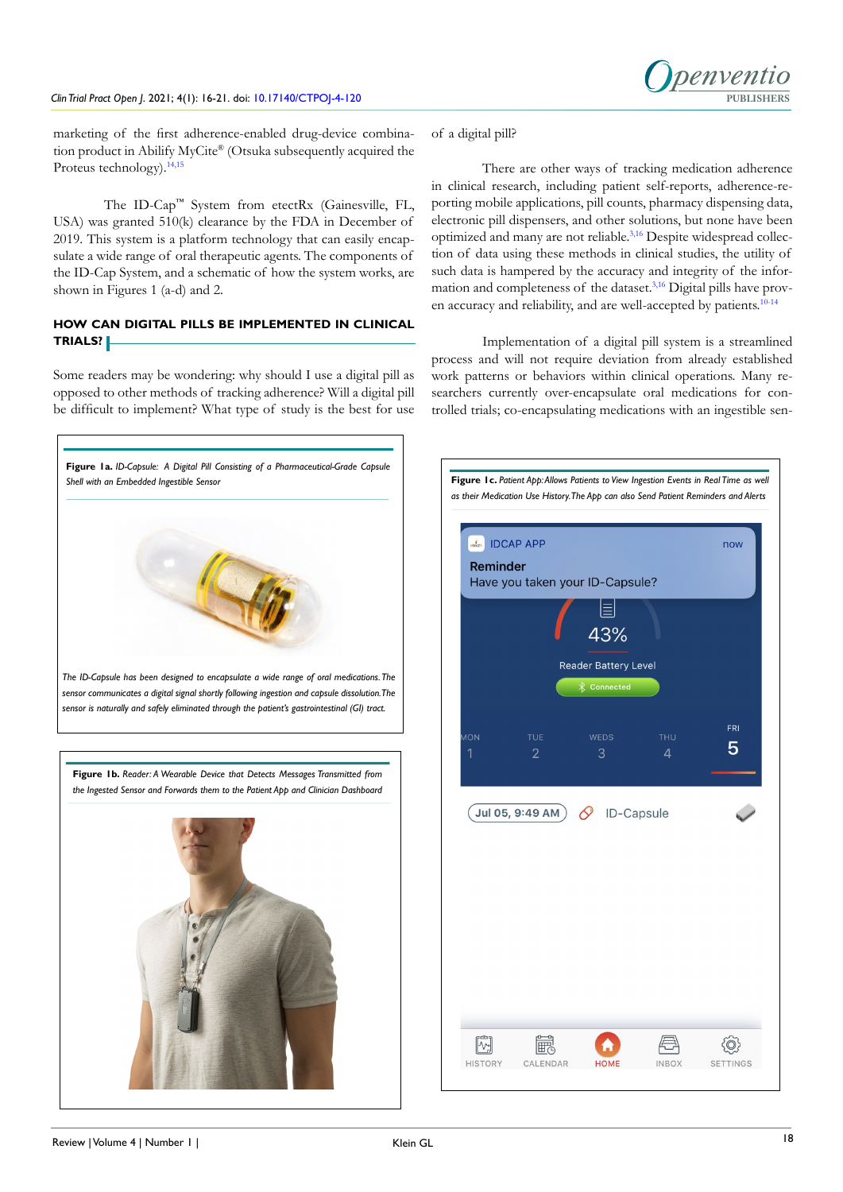marketing of the first adherence-enabled drug-device combination product in Abilify MyCite® (Otsuka subsequently acquired the Proteus technology).[14,15]

The ID-Cap™ System from etectRx (Gainesville, FL, USA) was granted 510(k) clearance by the FDA in December of 2019. This system is a platform technology that can easily encapsulate a wide range of oral therapeutic agents. The components of the ID-Cap System, and a schematic of how the system works, are shown in Figures 1 (a-d) and 2.

## HOW CAN DIGITAL PILLS BE IMPLEMENTED IN CLINICAL TRIALS?

Some readers may be wondering: why should I use a digital pill as opposed to other methods of tracking adherence? Will a digital pill be difficult to implement? What type of study is the best for use of a digital pill?

There are other ways of tracking medication adherence in clinical research, including patient self-reports, adherence-reporting mobile applications, pill counts, pharmacy dispensing data, electronic pill dispensers, and other solutions, but none have been optimized and many are not reliable.[3,16] Despite widespread collection of data using these methods in clinical studies, the utility of such data is hampered by the accuracy and integrity of the information and completeness of the dataset.[3,16] Digital pills have proven accuracy and reliability, and are well-accepted by patients.[10-14]

Implementation of a digital pill system is a streamlined process and will not require deviation from already established work patterns or behaviors within clinical operations. Many researchers currently over-encapsulate oral medications for controlled trials; co-encapsulating medications with an ingestible sen-

**Figure 1a.** *ID-Capsule: A Digital Pill Consisting of a Pharmaceutical-Grade Capsule Shell with an Embedded Ingestible Sensor*

*The ID-Capsule has been designed to encapsulate a wide range of oral medications. The sensor communicates a digital signal shortly following ingestion and capsule dissolution. The sensor is naturally and safely eliminated through the patient's gastrointestinal (GI) tract.*

**Figure 1b.** *Reader: A Wearable Device that Detects Messages Transmitted from the Ingested Sensor and Forwards them to the Patient App and Clinician Dashboard*

**Figure 1c.** *Patient App: Allows Patients to View Ingestion Events in Real Time as well as their Medication Use History. The App can also Send Patient Reminders and Alerts*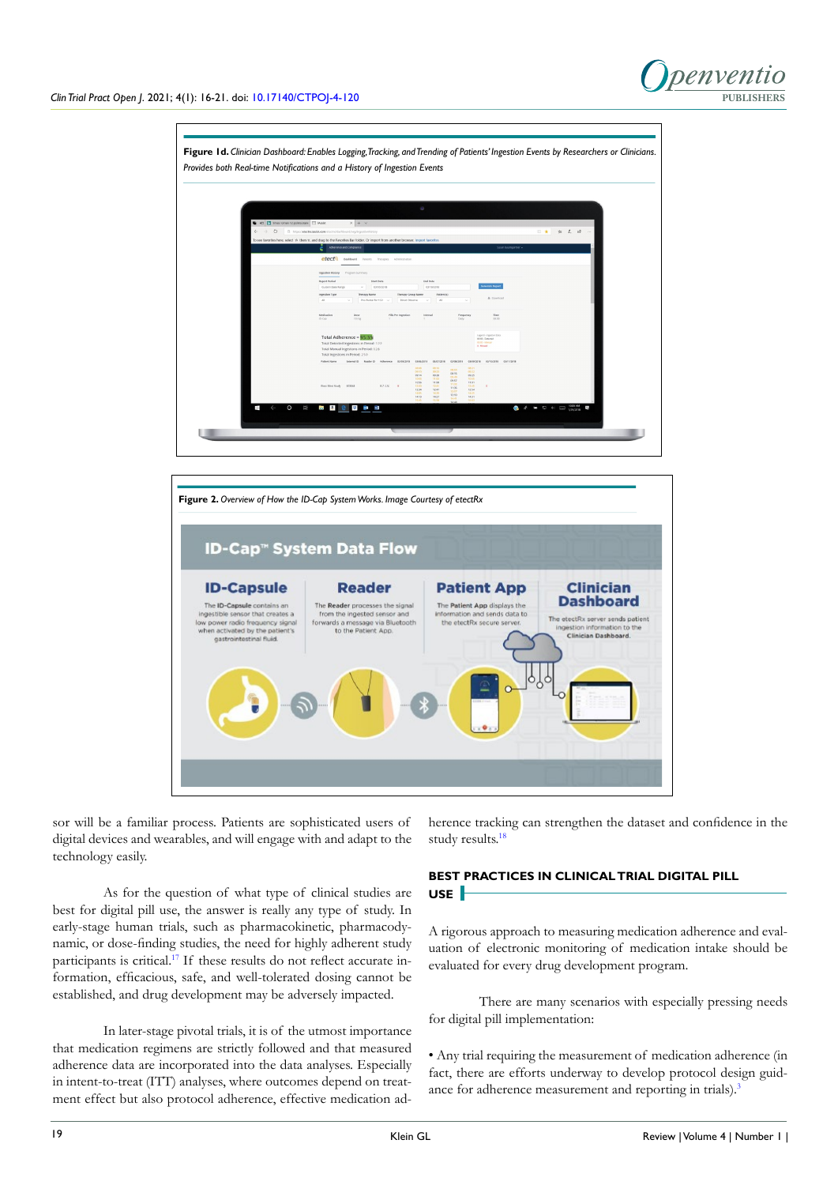**Figure 1d.** *Clinician Dashboard: Enables Logging, Tracking, and Trending of Patients' Ingestion Events by Researchers or Clinicians. Provides both Real-time Notifications and a History of Ingestion Events*

**Figure 2.** *Overview of How the ID-Cap System Works. Image Courtesy of etectRx*

sor will be a familiar process. Patients are sophisticated users of digital devices and wearables, and will engage with and adapt to the technology easily.

As for the question of what type of clinical studies are best for digital pill use, the answer is really any type of study. In early-stage human trials, such as pharmacokinetic, pharmacodynamic, or dose-finding studies, the need for highly adherent study participants is critical.[17] If these results do not reflect accurate information, efficacious, safe, and well-tolerated dosing cannot be established, and drug development may be adversely impacted.

In later-stage pivotal trials, it is of the utmost importance that medication regimens are strictly followed and that measured adherence data are incorporated into the data analyses. Especially in intent-to-treat (ITT) analyses, where outcomes depend on treatment effect but also protocol adherence, effective medication adherence tracking can strengthen the dataset and confidence in the study results.[18]

## BEST PRACTICES IN CLINICAL TRIAL DIGITAL PILL USE

A rigorous approach to measuring medication adherence and evaluation of electronic monitoring of medication intake should be evaluated for every drug development program.

There are many scenarios with especially pressing needs for digital pill implementation:

- Any trial requiring the measurement of medication adherence (in fact, there are efforts underway to develop protocol design guidance for adherence measurement and reporting in trials).[3]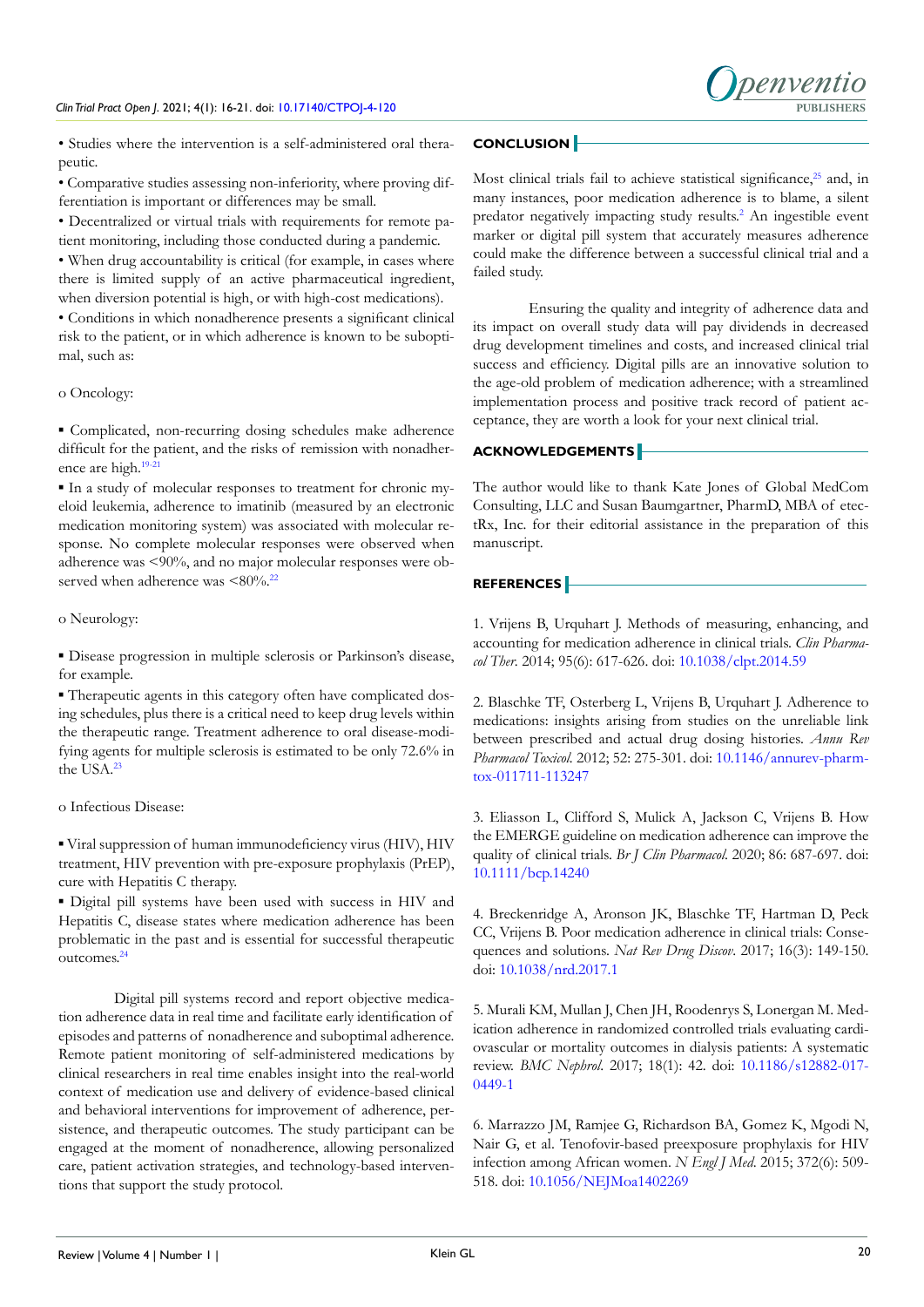- Studies where the intervention is a self-administered oral therapeutic.
- Comparative studies assessing non-inferiority, where proving differentiation is important or differences may be small.
- Decentralized or virtual trials with requirements for remote patient monitoring, including those conducted during a pandemic.
- When drug accountability is critical (for example, in cases where there is limited supply of an active pharmaceutical ingredient, when diversion potential is high, or with high-cost medications).
- Conditions in which nonadherence presents a significant clinical risk to the patient, or in which adherence is known to be suboptimal, such as:

o Oncology:

▪ Complicated, non-recurring dosing schedules make adherence difficult for the patient, and the risks of remission with nonadherence are high.[19-21]

▪ In a study of molecular responses to treatment for chronic myeloid leukemia, adherence to imatinib (measured by an electronic medication monitoring system) was associated with molecular response. No complete molecular responses were observed when adherence was <90%, and no major molecular responses were observed when adherence was <80%.[22]

o Neurology:

▪ Disease progression in multiple sclerosis or Parkinson's disease, for example.

▪ Therapeutic agents in this category often have complicated dosing schedules, plus there is a critical need to keep drug levels within the therapeutic range. Treatment adherence to oral disease-modifying agents for multiple sclerosis is estimated to be only 72.6% in the USA.[23]

o Infectious Disease:

▪ Viral suppression of human immunodeficiency virus (HIV), HIV treatment, HIV prevention with pre-exposure prophylaxis (PrEP), cure with Hepatitis C therapy.

▪ Digital pill systems have been used with success in HIV and Hepatitis C, disease states where medication adherence has been problematic in the past and is essential for successful therapeutic outcomes.[24]

Digital pill systems record and report objective medication adherence data in real time and facilitate early identification of episodes and patterns of nonadherence and suboptimal adherence. Remote patient monitoring of self-administered medications by clinical researchers in real time enables insight into the real-world context of medication use and delivery of evidence-based clinical and behavioral interventions for improvement of adherence, persistence, and therapeutic outcomes. The study participant can be engaged at the moment of nonadherence, allowing personalized care, patient activation strategies, and technology-based interventions that support the study protocol.

## CONCLUSION

Most clinical trials fail to achieve statistical significance,[25] and, in many instances, poor medication adherence is to blame, a silent predator negatively impacting study results.[2] An ingestible event marker or digital pill system that accurately measures adherence could make the difference between a successful clinical trial and a failed study.

Ensuring the quality and integrity of adherence data and its impact on overall study data will pay dividends in decreased drug development timelines and costs, and increased clinical trial success and efficiency. Digital pills are an innovative solution to the age-old problem of medication adherence; with a streamlined implementation process and positive track record of patient acceptance, they are worth a look for your next clinical trial.

## ACKNOWLEDGEMENTS

The author would like to thank Kate Jones of Global MedCom Consulting, LLC and Susan Baumgartner, PharmD, MBA of etectRx, Inc. for their editorial assistance in the preparation of this manuscript.

## REFERENCES

1. Vrijens B, Urquhart J. Methods of measuring, enhancing, and accounting for medication adherence in clinical trials. *Clin Pharmacol Ther*. 2014; 95(6): 617-626. doi: 10.1038/clpt.2014.59

2. Blaschke TF, Osterberg L, Vrijens B, Urquhart J. Adherence to medications: insights arising from studies on the unreliable link between prescribed and actual drug dosing histories. *Annu Rev Pharmacol Toxicol*. 2012; 52: 275-301. doi: 10.1146/annurev-pharmtox-011711-113247

3. Eliasson L, Clifford S, Mulick A, Jackson C, Vrijens B. How the EMERGE guideline on medication adherence can improve the quality of clinical trials. *Br J Clin Pharmacol*. 2020; 86: 687-697. doi: 10.1111/bcp.14240

4. Breckenridge A, Aronson JK, Blaschke TF, Hartman D, Peck CC, Vrijens B. Poor medication adherence in clinical trials: Consequences and solutions. *Nat Rev Drug Discov*. 2017; 16(3): 149-150. doi: 10.1038/nrd.2017.1

5. Murali KM, Mullan J, Chen JH, Roodenrys S, Lonergan M. Medication adherence in randomized controlled trials evaluating cardiovascular or mortality outcomes in dialysis patients: A systematic review. *BMC Nephrol*. 2017; 18(1): 42. doi: 10.1186/s12882-017-0449-1

6. Marrazzo JM, Ramjee G, Richardson BA, Gomez K, Mgodi N, Nair G, et al. Tenofovir-based preexposure prophylaxis for HIV infection among African women. *N Engl J Med*. 2015; 372(6): 509-518. doi: 10.1056/NEJMoa1402269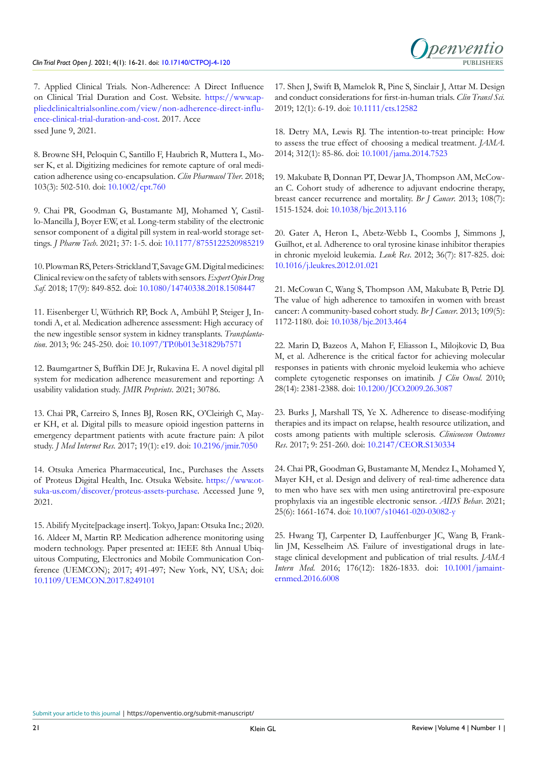7. Applied Clinical Trials. Non-Adherence: A Direct Influence on Clinical Trial Duration and Cost. Website. https://www.appliedclinicaltrialsonline.com/view/non-adherence-direct-influence-clinical-trial-duration-and-cost. 2017. Accessed June 9, 2021.

8. Browne SH, Peloquin C, Santillo F, Haubrich R, Muttera L, Moser K, et al. Digitizing medicines for remote capture of oral medication adherence using co-encapsulation. *Clin Pharmacol Ther*. 2018; 103(3): 502-510. doi: 10.1002/cpt.760

9. Chai PR, Goodman G, Bustamante MJ, Mohamed Y, Castillo-Mancilla J, Boyer EW, et al. Long-term stability of the electronic sensor component of a digital pill system in real-world storage settings. *J Pharm Tech*. 2021; 37: 1-5. doi: 10.1177/8755122520985219

10. Plowman RS, Peters-Strickland T, Savage GM. Digital medicines: Clinical review on the safety of tablets with sensors. *Expert Opin Drug Saf*. 2018; 17(9): 849-852. doi: 10.1080/14740338.2018.1508447

11. Eisenberger U, Wüthrich RP, Bock A, Ambühl P, Steiger J, Intondi A, et al. Medication adherence assessment: High accuracy of the new ingestible sensor system in kidney transplants. *Transplantation*. 2013; 96: 245-250. doi: 10.1097/TP.0b013e31829b7571

12. Baumgartner S, Buffkin DE Jr, Rukavina E. A novel digital pll system for medication adherence measurement and reporting: A usability validation study. *JMIR Preprints*. 2021; 30786.

13. Chai PR, Carreiro S, Innes BJ, Rosen RK, O'Cleirigh C, Mayer KH, et al. Digital pills to measure opioid ingestion patterns in emergency department patients with acute fracture pain: A pilot study. *J Med Internet Res*. 2017; 19(1): e19. doi: 10.2196/jmir.7050

14. Otsuka America Pharmaceutical, Inc., Purchases the Assets of Proteus Digital Health, Inc. Otsuka Website. https://www.otsuka-us.com/discover/proteus-assets-purchase. Accessed June 9, 2021.

15. Abilify Mycite[package insert]. Tokyo, Japan: Otsuka Inc.; 2020.

16. Aldeer M, Martin RP. Medication adherence monitoring using modern technology. Paper presented at: IEEE 8th Annual Ubiquitous Computing, Electronics and Mobile Communication Conference (UEMCON); 2017; 491-497; New York, NY, USA; doi: 10.1109/UEMCON.2017.8249101

17. Shen J, Swift B, Mamelok R, Pine S, Sinclair J, Attar M. Design and conduct considerations for first-in-human trials. *Clin Transl Sci*. 2019; 12(1): 6-19. doi: 10.1111/cts.12582

18. Detry MA, Lewis RJ. The intention-to-treat principle: How to assess the true effect of choosing a medical treatment. *JAMA*. 2014; 312(1): 85-86. doi: 10.1001/jama.2014.7523

19. Makubate B, Donnan PT, Dewar JA, Thompson AM, McCowan C. Cohort study of adherence to adjuvant endocrine therapy, breast cancer recurrence and mortality. *Br J Cancer*. 2013; 108(7): 1515-1524. doi: 10.1038/bjc.2013.116

20. Gater A, Heron L, Abetz-Webb L, Coombs J, Simmons J, Guilhot, et al. Adherence to oral tyrosine kinase inhibitor therapies in chronic myeloid leukemia. *Leuk Res*. 2012; 36(7): 817-825. doi: 10.1016/j.leukres.2012.01.021

21. McCowan C, Wang S, Thompson AM, Makubate B, Petrie DJ. The value of high adherence to tamoxifen in women with breast cancer: A community-based cohort study. *Br J Cancer*. 2013; 109(5): 1172-1180. doi: 10.1038/bjc.2013.464

22. Marin D, Bazeos A, Mahon F, Eliasson L, Milojkovic D, Bua M, et al. Adherence is the critical factor for achieving molecular responses in patients with chronic myeloid leukemia who achieve complete cytogenetic responses on imatinib. *J Clin Oncol*. 2010; 28(14): 2381-2388. doi: 10.1200/JCO.2009.26.3087

23. Burks J, Marshall TS, Ye X. Adherence to disease-modifying therapies and its impact on relapse, health resource utilization, and costs among patients with multiple sclerosis. *Clinicoecon Outcomes Res*. 2017; 9: 251-260. doi: 10.2147/CEOR.S130334

24. Chai PR, Goodman G, Bustamante M, Mendez L, Mohamed Y, Mayer KH, et al. Design and delivery of real-time adherence data to men who have sex with men using antiretroviral pre-exposure prophylaxis via an ingestible electronic sensor. *AIDS Behav*. 2021; 25(6): 1661-1674. doi: 10.1007/s10461-020-03082-y

25. Hwang TJ, Carpenter D, Lauffenburger JC, Wang B, Franklin JM, Kesselheim AS. Failure of investigational drugs in late-stage clinical development and publication of trial results. *JAMA Intern Med*. 2016; 176(12): 1826-1833. doi: 10.1001/jamainternmed.2016.6008